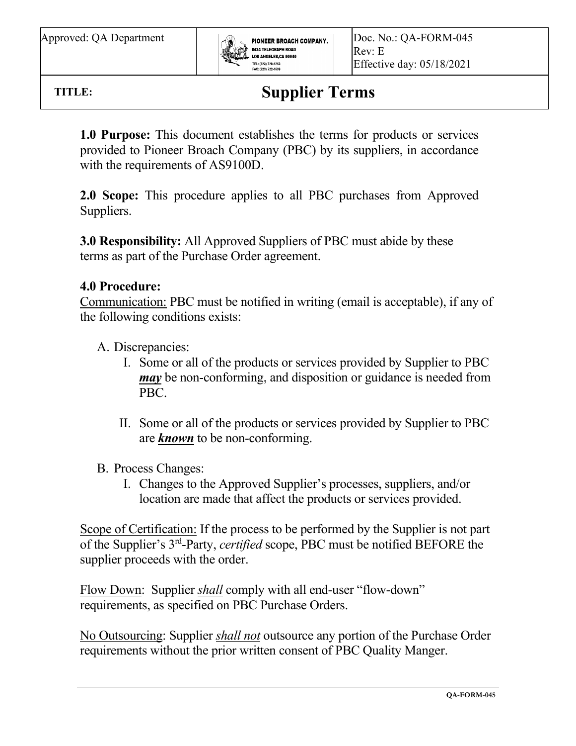| Approved: QA Department | PIONEER BROACH COMPANY. 6434 TELEGRAPH ROAD LOS ANGELES,CA 90040 TEL: (323) 728-1263 FAX: (323) 722-1698 | Doc. No.: QA-FORM-045 Rev: E Effective day: 05/18/2021 |
| --- | --- | --- |
| **TITLE:** | **Supplier Terms** | |

**1.0 Purpose:** This document establishes the terms for products or services provided to Pioneer Broach Company (PBC) by its suppliers, in accordance with the requirements of AS9100D.

**2.0 Scope:** This procedure applies to all PBC purchases from Approved Suppliers.

**3.0 Responsibility:** All Approved Suppliers of PBC must abide by these terms as part of the Purchase Order agreement.

**4.0 Procedure:**

<u>Communication:</u> PBC must be notified in writing (email is acceptable), if any of the following conditions exists:

A. Discrepancies:
   I. Some or all of the products or services provided by Supplier to PBC ***<u>may</u>*** be non-conforming, and disposition or guidance is needed from PBC.

   II. Some or all of the products or services provided by Supplier to PBC are ***<u>known</u>*** to be non-conforming.

B. Process Changes:
   I. Changes to the Approved Supplier's processes, suppliers, and/or location are made that affect the products or services provided.

<u>Scope of Certification:</u> If the process to be performed by the Supplier is not part of the Supplier's 3rd-Party, *certified* scope, PBC must be notified BEFORE the supplier proceeds with the order.

<u>Flow Down</u>: Supplier *<u>shall</u>* comply with all end-user "flow-down" requirements, as specified on PBC Purchase Orders.

<u>No Outsourcing</u>: Supplier *<u>shall not</u>* outsource any portion of the Purchase Order requirements without the prior written consent of PBC Quality Manger.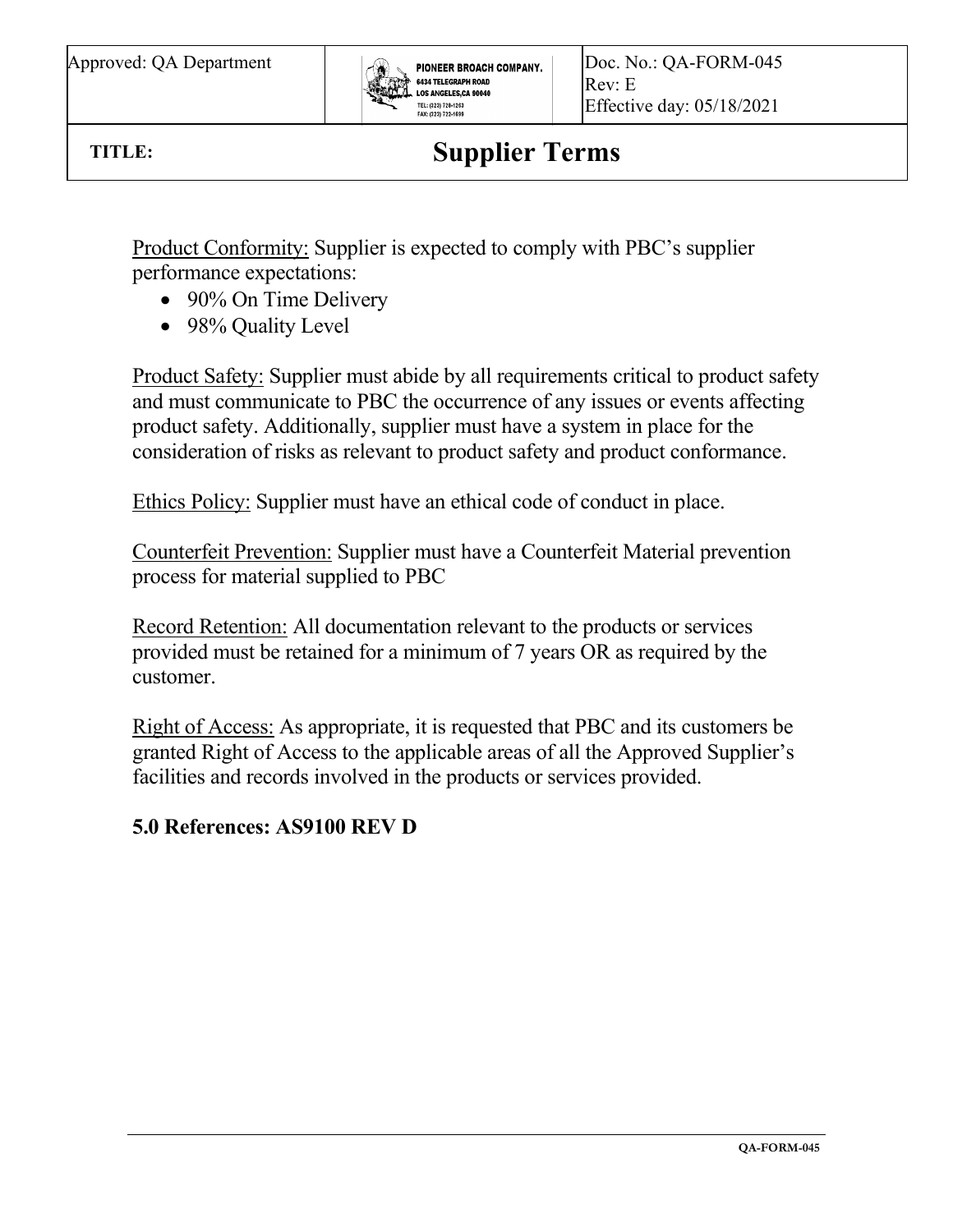| Approved: QA Department | PIONEER BROACH COMPANY. 6434 TELEGRAPH ROAD LOS ANGELES,CA 90040 TEL: (323) 728-1263 FAX: (323) 722-1698 | Doc. No.: QA-FORM-045 Rev: E Effective day: 05/18/2021 |
|---|---|---|
| **TITLE:** | **Supplier Terms** | |

Product Conformity: Supplier is expected to comply with PBC's supplier performance expectations:

- 90% On Time Delivery
- 98% Quality Level

Product Safety: Supplier must abide by all requirements critical to product safety and must communicate to PBC the occurrence of any issues or events affecting product safety. Additionally, supplier must have a system in place for the consideration of risks as relevant to product safety and product conformance.

Ethics Policy: Supplier must have an ethical code of conduct in place.

Counterfeit Prevention: Supplier must have a Counterfeit Material prevention process for material supplied to PBC

Record Retention: All documentation relevant to the products or services provided must be retained for a minimum of 7 years OR as required by the customer.

Right of Access: As appropriate, it is requested that PBC and its customers be granted Right of Access to the applicable areas of all the Approved Supplier's facilities and records involved in the products or services provided.

**5.0 References: AS9100 REV D**